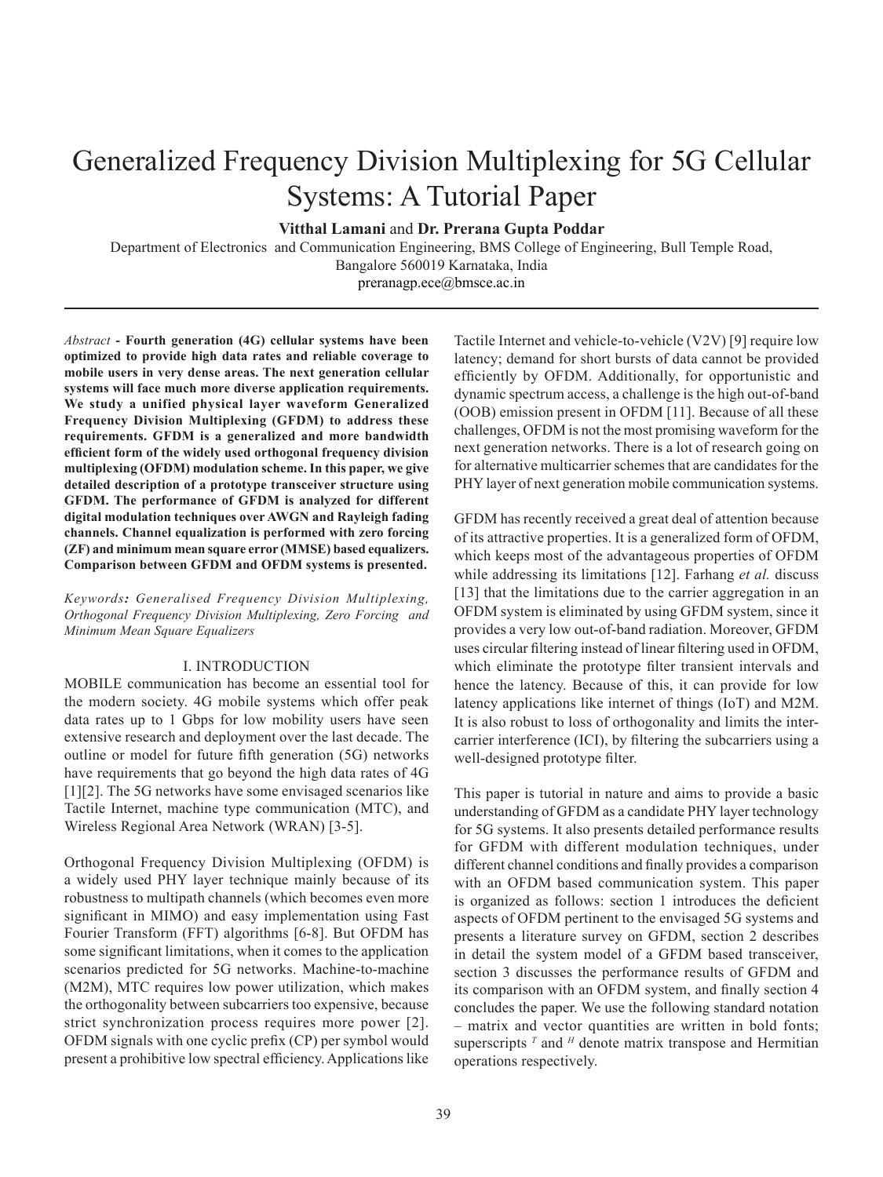# Generalized Frequency Division Multiplexing for 5G Cellular Systems: A Tutorial Paper

**Vitthal Lamani** and **Dr. Prerana Gupta Poddar**

Department of Electronics and Communication Engineering, BMS College of Engineering, Bull Temple Road, Bangalore 560019 Karnataka, India

preranagp.ece@bmsce.ac.in

---

*Abstract* - **Fourth generation (4G) cellular systems have been optimized to provide high data rates and reliable coverage to mobile users in very dense areas. The next generation cellular systems will face much more diverse application requirements. We study a unified physical layer waveform Generalized Frequency Division Multiplexing (GFDM) to address these requirements. GFDM is a generalized and more bandwidth efficient form of the widely used orthogonal frequency division multiplexing (OFDM) modulation scheme. In this paper, we give detailed description of a prototype transceiver structure using GFDM. The performance of GFDM is analyzed for different digital modulation techniques over AWGN and Rayleigh fading channels. Channel equalization is performed with zero forcing (ZF) and minimum mean square error (MMSE) based equalizers. Comparison between GFDM and OFDM systems is presented.**

*Keywords: Generalised Frequency Division Multiplexing, Orthogonal Frequency Division Multiplexing, Zero Forcing and Minimum Mean Square Equalizers*

## I. INTRODUCTION

MOBILE communication has become an essential tool for the modern society. 4G mobile systems which offer peak data rates up to 1 Gbps for low mobility users have seen extensive research and deployment over the last decade. The outline or model for future fifth generation (5G) networks have requirements that go beyond the high data rates of 4G [1][2]. The 5G networks have some envisaged scenarios like Tactile Internet, machine type communication (MTC), and Wireless Regional Area Network (WRAN) [3-5].

Orthogonal Frequency Division Multiplexing (OFDM) is a widely used PHY layer technique mainly because of its robustness to multipath channels (which becomes even more significant in MIMO) and easy implementation using Fast Fourier Transform (FFT) algorithms [6-8]. But OFDM has some significant limitations, when it comes to the application scenarios predicted for 5G networks. Machine-to-machine (M2M), MTC requires low power utilization, which makes the orthogonality between subcarriers too expensive, because strict synchronization process requires more power [2]. OFDM signals with one cyclic prefix (CP) per symbol would present a prohibitive low spectral efficiency. Applications like Tactile Internet and vehicle-to-vehicle (V2V) [9] require low latency; demand for short bursts of data cannot be provided efficiently by OFDM. Additionally, for opportunistic and dynamic spectrum access, a challenge is the high out-of-band (OOB) emission present in OFDM [11]. Because of all these challenges, OFDM is not the most promising waveform for the next generation networks. There is a lot of research going on for alternative multicarrier schemes that are candidates for the PHY layer of next generation mobile communication systems.

GFDM has recently received a great deal of attention because of its attractive properties. It is a generalized form of OFDM, which keeps most of the advantageous properties of OFDM while addressing its limitations [12]. Farhang *et al.* discuss [13] that the limitations due to the carrier aggregation in an OFDM system is eliminated by using GFDM system, since it provides a very low out-of-band radiation. Moreover, GFDM uses circular filtering instead of linear filtering used in OFDM, which eliminate the prototype filter transient intervals and hence the latency. Because of this, it can provide for low latency applications like internet of things (IoT) and M2M. It is also robust to loss of orthogonality and limits the inter-carrier interference (ICI), by filtering the subcarriers using a well-designed prototype filter.

This paper is tutorial in nature and aims to provide a basic understanding of GFDM as a candidate PHY layer technology for 5G systems. It also presents detailed performance results for GFDM with different modulation techniques, under different channel conditions and finally provides a comparison with an OFDM based communication system. This paper is organized as follows: section 1 introduces the deficient aspects of OFDM pertinent to the envisaged 5G systems and presents a literature survey on GFDM, section 2 describes in detail the system model of a GFDM based transceiver, section 3 discusses the performance results of GFDM and its comparison with an OFDM system, and finally section 4 concludes the paper. We use the following standard notation – matrix and vector quantities are written in bold fonts; superscripts $^T$ and $^H$ denote matrix transpose and Hermitian operations respectively.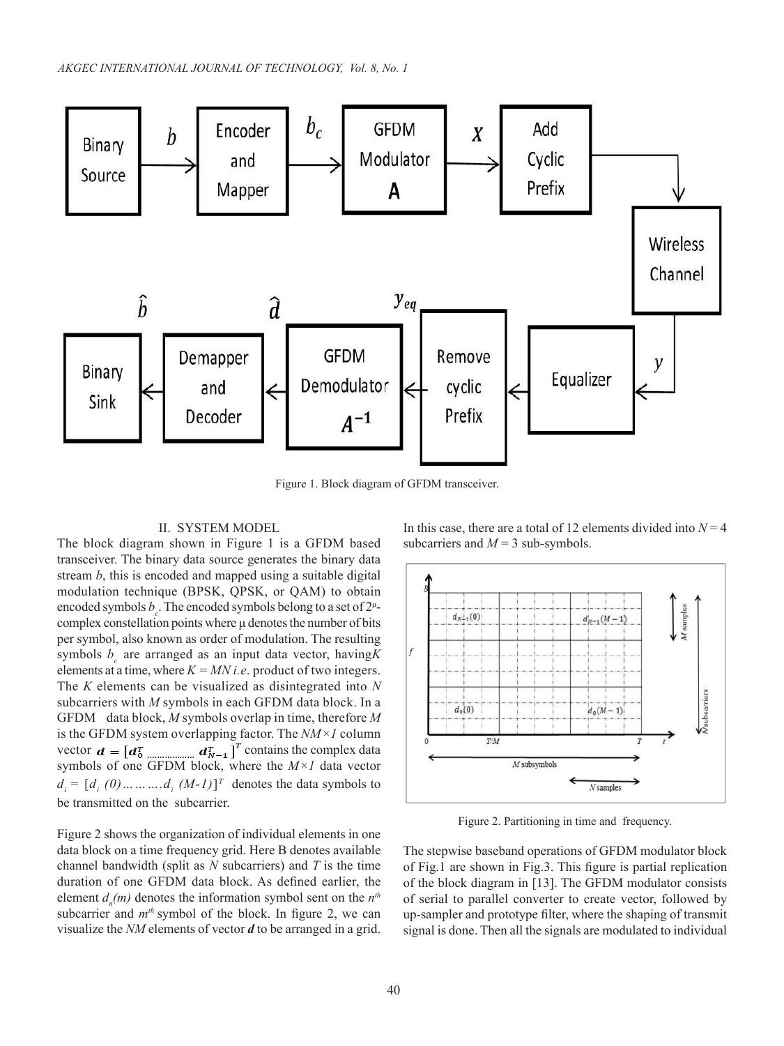Figure 1. Block diagram of GFDM transceiver.

## II. SYSTEM MODEL

The block diagram shown in Figure 1 is a GFDM based transceiver. The binary data source generates the binary data stream $b$, this is encoded and mapped using a suitable digital modulation technique (BPSK, QPSK, or QAM) to obtain encoded symbols $b_c$. The encoded symbols belong to a set of $2^{\mu}$-complex constellation points where μ denotes the number of bits per symbol, also known as order of modulation. The resulting symbols $b_c$ are arranged as an input data vector, having $K$ elements at a time, where $K = MN$ *i.e*. product of two integers. The $K$ elements can be visualized as disintegrated into $N$ subcarriers with $M$ symbols in each GFDM data block. In a GFDM data block, $M$ symbols overlap in time, therefore $M$ is the GFDM system overlapping factor. The $NM \times 1$ column vector $\boldsymbol{d} = [\boldsymbol{d}_0^T \ldots\ldots\ldots \boldsymbol{d}_{N-1}^T]^T$ contains the complex data symbols of one GFDM block, where the $M \times 1$ data vector $d_i = [d_i(0) \ldots\ldots\ldots d_i(M-1)]^T$ denotes the data symbols to be transmitted on the subcarrier.

Figure 2 shows the organization of individual elements in one data block on a time frequency grid. Here B denotes available channel bandwidth (split as $N$ subcarriers) and $T$ is the time duration of one GFDM data block. As defined earlier, the element $d_n(m)$ denotes the information symbol sent on the $n^{th}$ subcarrier and $m^{th}$ symbol of the block. In figure 2, we can visualize the $NM$ elements of vector $\boldsymbol{d}$ to be arranged in a grid. In this case, there are a total of 12 elements divided into $N = 4$ subcarriers and $M = 3$ sub-symbols.

Figure 2. Partitioning in time and frequency.

The stepwise baseband operations of GFDM modulator block of Fig.1 are shown in Fig.3. This figure is partial replication of the block diagram in [13]. The GFDM modulator consists of serial to parallel converter to create vector, followed by up-sampler and prototype filter, where the shaping of transmit signal is done. Then all the signals are modulated to individual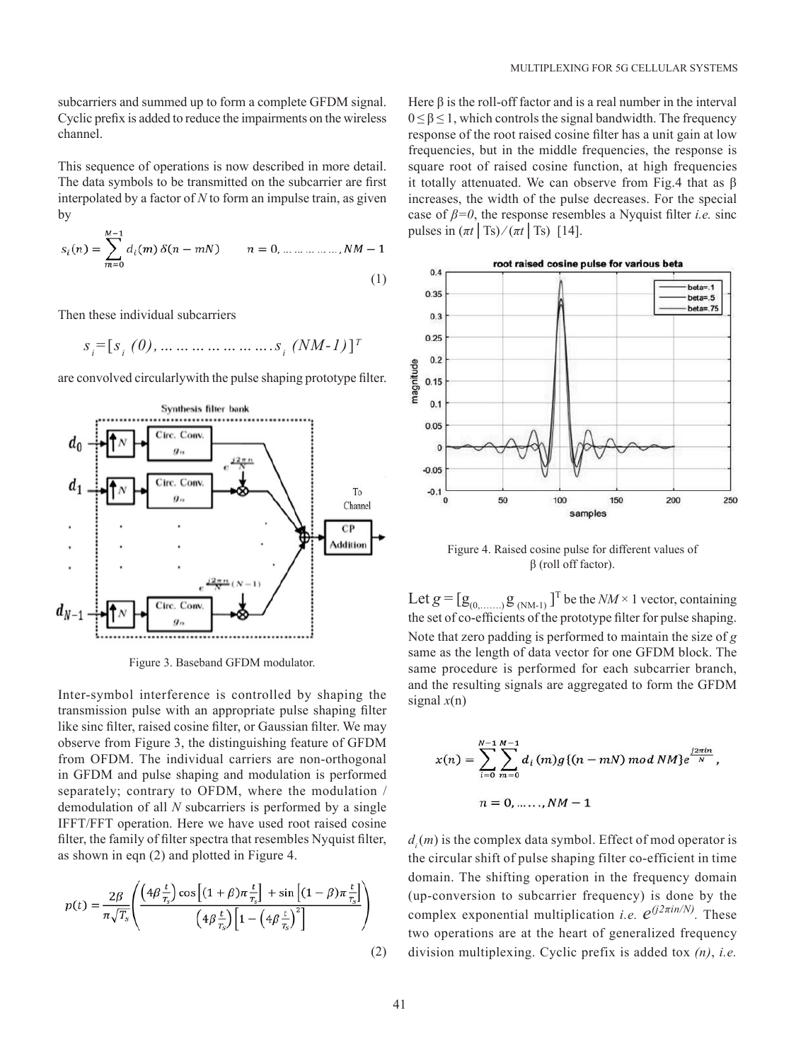subcarriers and summed up to form a complete GFDM signal. Cyclic prefix is added to reduce the impairments on the wireless channel.

This sequence of operations is now described in more detail. The data symbols to be transmitted on the subcarrier are first interpolated by a factor of *N* to form an impulse train, as given by

$$s_i(n) = \sum_{m=0}^{M-1} d_i(m)\,\delta(n - mN) \qquad n = 0, \ldots\ldots\ldots\ldots, NM-1 \tag{1}$$

Then these individual subcarriers

$$s_i = [s_i(0), \ldots\ldots\ldots\ldots\ldots\ldots\ldots . s_i(NM-1)]^T$$

are convolved circularlywith the pulse shaping prototype filter.

Figure 3. Baseband GFDM modulator.

Inter-symbol interference is controlled by shaping the transmission pulse with an appropriate pulse shaping filter like sinc filter, raised cosine filter, or Gaussian filter. We may observe from Figure 3, the distinguishing feature of GFDM from OFDM. The individual carriers are non-orthogonal in GFDM and pulse shaping and modulation is performed separately; contrary to OFDM, where the modulation / demodulation of all *N* subcarriers is performed by a single IFFT/FFT operation. Here we have used root raised cosine filter, the family of filter spectra that resembles Nyquist filter, as shown in eqn (2) and plotted in Figure 4.

$$p(t) = \frac{2\beta}{\pi\sqrt{T_s}}\left(\frac{\left(4\beta\frac{t}{T_s}\right)\cos\left[(1+\beta)\pi\frac{t}{T_s}\right] + \sin\left[(1-\beta)\pi\frac{t}{T_s}\right]}{\left(4\beta\frac{t}{T_s}\right)\left[1-\left(4\beta\frac{t}{T_s}\right)^2\right]}\right) \tag{2}$$

Here β is the roll-off factor and is a real number in the interval $0 \le \beta \le 1$, which controls the signal bandwidth. The frequency response of the root raised cosine filter has a unit gain at low frequencies, but in the middle frequencies, the response is square root of raised cosine function, at high frequencies it totally attenuated. We can observe from Fig.4 that as β increases, the width of the pulse decreases. For the special case of *β=0*, the response resembles a Nyquist filter *i.e.* sinc pulses in $(\pi t \,|\, Ts) / (\pi t \,|\, Ts)$ [14].

Figure 4. Raised cosine pulse for different values of β (roll off factor).

Let $g = [g_{(0,\ldots\ldots)}\, g_{(NM-1)}]^T$ be the $NM \times 1$ vector, containing the set of co-efficients of the prototype filter for pulse shaping. Note that zero padding is performed to maintain the size of *g* same as the length of data vector for one GFDM block. The same procedure is performed for each subcarrier branch, and the resulting signals are aggregated to form the GFDM signal *x*(n)

$$x(n) = \sum_{i=0}^{N-1}\sum_{m=0}^{M-1} d_i(m)\, g\{(n-mN) \bmod NM\}\, e^{\frac{j2\pi i n}{N}},$$

$$n = 0, \ldots\ldots, NM-1$$

$d_i(m)$ is the complex data symbol. Effect of mod operator is the circular shift of pulse shaping filter co-efficient in time domain. The shifting operation in the frequency domain (up-conversion to subcarrier frequency) is done by the complex exponential multiplication *i.e.* $e^{(j2\pi in/N)}$. These two operations are at the heart of generalized frequency division multiplexing. Cyclic prefix is added tox *(n)*, *i.e.*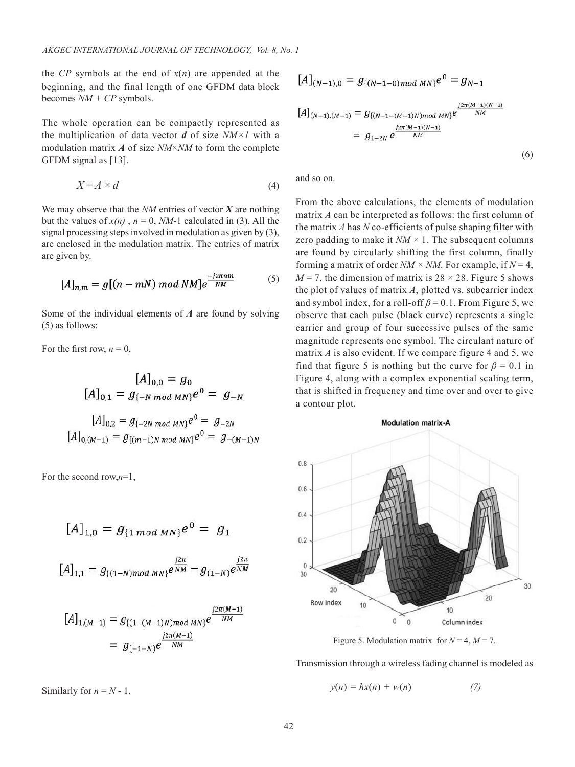the *CP* symbols at the end of $x(n)$ are appended at the beginning, and the final length of one GFDM data block becomes $NM + CP$ symbols.

The whole operation can be compactly represented as the multiplication of data vector $\boldsymbol{d}$ of size $NM\times 1$ with a modulation matrix $\boldsymbol{A}$ of size $NM\times NM$ to form the complete GFDM signal as [13].

$$X = A \times d \tag{4}$$

We may observe that the $NM$ entries of vector $\boldsymbol{X}$ are nothing but the values of $x(n)$ , $n = 0, NM$-1 calculated in (3). All the signal processing steps involved in modulation as given by (3), are enclosed in the modulation matrix. The entries of matrix are given by.

$$[A]_{n,m} = g[(n - mN) \bmod NM]e^{\frac{-j2\pi nm}{NM}} \tag{5}$$

Some of the individual elements of $\boldsymbol{A}$ are found by solving (5) as follows:

For the first row, $n = 0$,

$$[A]_{0,0} = g_0$$
$$[A]_{0,1} = g_{\{-N \bmod MN\}}e^0 = g_{-N}$$
$$[A]_{0,2} = g_{\{-2N \bmod MN\}}e^0 = g_{-2N}$$
$$[A]_{0,(M-1)} = g_{\{(m-1)N \bmod MN\}}e^0 = g_{-(M-1)N}$$

For the second row,$n$=1,

$$[A]_{1,0} = g_{\{1 \bmod MN\}}e^0 = g_1$$

$$[A]_{1,1} = g_{\{(1-N) \bmod MN\}}e^{\frac{j2\pi}{NM}} = g_{(1-N)}e^{\frac{j2\pi}{NM}}$$

$$[A]_{1,(M-1)} = g_{\{(1-(M-1)N) \bmod MN\}}e^{\frac{j2\pi(M-1)}{NM}} = g_{(-1-N)}e^{\frac{j2\pi(M-1)}{NM}}$$

Similarly for $n = N - 1$,

$$[A]_{(N-1),0} = g_{\{(N-1-0) \bmod MN\}}e^0 = g_{N-1}$$

$$[A]_{(N-1),(M-1)} = g_{\{(N-1-(M-1)N) \bmod MN\}}e^{\frac{j2\pi(M-1)(N-1)}{NM}} = g_{1-2N}\,e^{\frac{j2\pi(M-1)(N-1)}{NM}} \tag{6}$$

and so on.

From the above calculations, the elements of modulation matrix $A$ can be interpreted as follows: the first column of the matrix $A$ has $N$ co-efficients of pulse shaping filter with zero padding to make it $NM \times 1$. The subsequent columns are found by circularly shifting the first column, finally forming a matrix of order $NM \times NM$. For example, if $N = 4$, $M = 7$, the dimension of matrix is $28 \times 28$. Figure 5 shows the plot of values of matrix $A$, plotted vs. subcarrier index and symbol index, for a roll-off $\beta = 0.1$. From Figure 5, we observe that each pulse (black curve) represents a single carrier and group of four successive pulses of the same magnitude represents one symbol. The circulant nature of matrix $A$ is also evident. If we compare figure 4 and 5, we find that figure 5 is nothing but the curve for $\beta = 0.1$ in Figure 4, along with a complex exponential scaling term, that is shifted in frequency and time over and over to give a contour plot.

Figure 5. Modulation matrix for $N = 4$, $M = 7$.

Transmission through a wireless fading channel is modeled as

$$y(n) = hx(n) + w(n) \tag{7}$$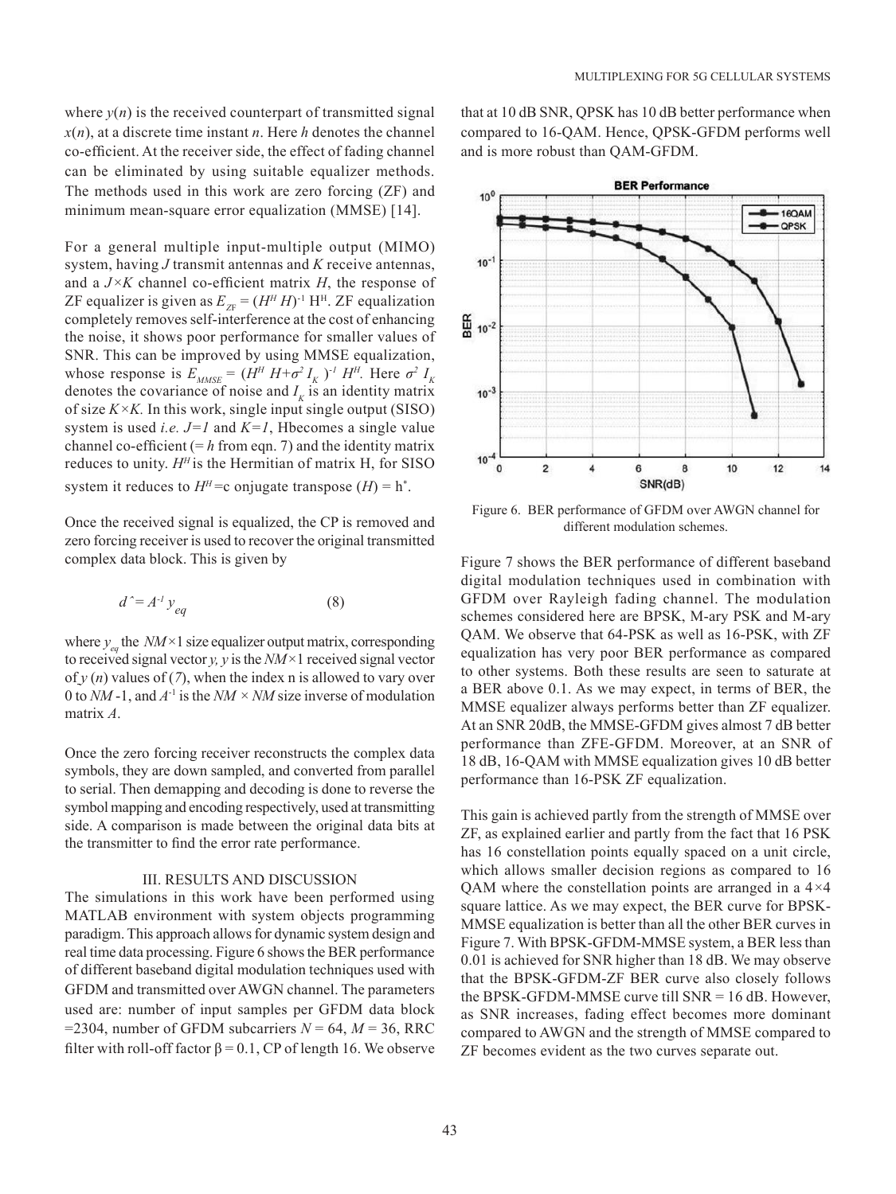where $y(n)$ is the received counterpart of transmitted signal $x(n)$, at a discrete time instant $n$. Here $h$ denotes the channel co-efficient. At the receiver side, the effect of fading channel can be eliminated by using suitable equalizer methods. The methods used in this work are zero forcing (ZF) and minimum mean-square error equalization (MMSE) [14].

For a general multiple input-multiple output (MIMO) system, having $J$ transmit antennas and $K$ receive antennas, and a $J \times K$ channel co-efficient matrix $H$, the response of ZF equalizer is given as $E_{ZF} = (H^H H)^{-1} H^H$. ZF equalization completely removes self-interference at the cost of enhancing the noise, it shows poor performance for smaller values of SNR. This can be improved by using MMSE equalization, whose response is $E_{MMSE} = (H^H H + \sigma^2 I_K)^{-1} H^H$. Here $\sigma^2 I_K$ denotes the covariance of noise and $I_K$ is an identity matrix of size $K \times K$. In this work, single input single output (SISO) system is used *i.e.* $J=1$ and $K=1$, Hbecomes a single value channel co-efficient (= $h$ from eqn. 7) and the identity matrix reduces to unity. $H^H$ is the Hermitian of matrix H, for SISO system it reduces to $H^H$=c onjugate transpose $(H) = h^*$.

Once the received signal is equalized, the CP is removed and zero forcing receiver is used to recover the original transmitted complex data block. This is given by

$$\hat{d} = A^{-1} y_{eq} \tag{8}$$

where $y_{eq}$ the $NM \times 1$ size equalizer output matrix, corresponding to received signal vector $y$, $y$ is the $NM \times 1$ received signal vector of $y(n)$ values of (7), when the index n is allowed to vary over 0 to $NM$-1, and $A^{-1}$ is the $NM \times NM$ size inverse of modulation matrix $A$.

Once the zero forcing receiver reconstructs the complex data symbols, they are down sampled, and converted from parallel to serial. Then demapping and decoding is done to reverse the symbol mapping and encoding respectively, used at transmitting side. A comparison is made between the original data bits at the transmitter to find the error rate performance.

## III. RESULTS AND DISCUSSION

The simulations in this work have been performed using MATLAB environment with system objects programming paradigm. This approach allows for dynamic system design and real time data processing. Figure 6 shows the BER performance of different baseband digital modulation techniques used with GFDM and transmitted over AWGN channel. The parameters used are: number of input samples per GFDM data block =2304, number of GFDM subcarriers $N = 64$, $M = 36$, RRC filter with roll-off factor $\beta = 0.1$, CP of length 16. We observe that at 10 dB SNR, QPSK has 10 dB better performance when compared to 16-QAM. Hence, QPSK-GFDM performs well and is more robust than QAM-GFDM.

Figure 6. BER performance of GFDM over AWGN channel for different modulation schemes.

Figure 7 shows the BER performance of different baseband digital modulation techniques used in combination with GFDM over Rayleigh fading channel. The modulation schemes considered here are BPSK, M-ary PSK and M-ary QAM. We observe that 64-PSK as well as 16-PSK, with ZF equalization has very poor BER performance as compared to other systems. Both these results are seen to saturate at a BER above 0.1. As we may expect, in terms of BER, the MMSE equalizer always performs better than ZF equalizer. At an SNR 20dB, the MMSE-GFDM gives almost 7 dB better performance than ZFE-GFDM. Moreover, at an SNR of 18 dB, 16-QAM with MMSE equalization gives 10 dB better performance than 16-PSK ZF equalization.

This gain is achieved partly from the strength of MMSE over ZF, as explained earlier and partly from the fact that 16 PSK has 16 constellation points equally spaced on a unit circle, which allows smaller decision regions as compared to 16 QAM where the constellation points are arranged in a 4×4 square lattice. As we may expect, the BER curve for BPSK-MMSE equalization is better than all the other BER curves in Figure 7. With BPSK-GFDM-MMSE system, a BER less than 0.01 is achieved for SNR higher than 18 dB. We may observe that the BPSK-GFDM-ZF BER curve also closely follows the BPSK-GFDM-MMSE curve till SNR = 16 dB. However, as SNR increases, fading effect becomes more dominant compared to AWGN and the strength of MMSE compared to ZF becomes evident as the two curves separate out.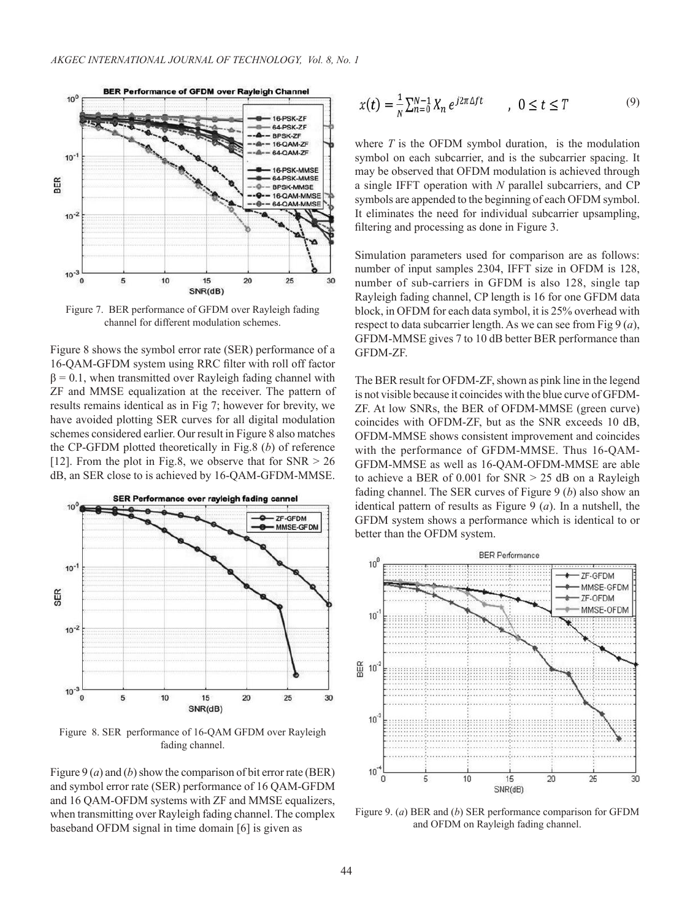Figure 7. BER performance of GFDM over Rayleigh fading channel for different modulation schemes.

Figure 8 shows the symbol error rate (SER) performance of a 16-QAM-GFDM system using RRC filter with roll off factor $\beta = 0.1$, when transmitted over Rayleigh fading channel with ZF and MMSE equalization at the receiver. The pattern of results remains identical as in Fig 7; however for brevity, we have avoided plotting SER curves for all digital modulation schemes considered earlier. Our result in Figure 8 also matches the CP-GFDM plotted theoretically in Fig.8 (*b*) of reference [12]. From the plot in Fig.8, we observe that for SNR > 26 dB, an SER close to is achieved by 16-QAM-GFDM-MMSE.

Figure 8. SER performance of 16-QAM GFDM over Rayleigh fading channel.

Figure 9 (*a*) and (*b*) show the comparison of bit error rate (BER) and symbol error rate (SER) performance of 16 QAM-GFDM and 16 QAM-OFDM systems with ZF and MMSE equalizers, when transmitting over Rayleigh fading channel. The complex baseband OFDM signal in time domain [6] is given as

$$x(t) = \frac{1}{N}\sum_{n=0}^{N-1} X_n \, e^{j2\pi\Delta f t} \quad , \; 0 \le t \le T \tag{9}$$

where *T* is the OFDM symbol duration, is the modulation symbol on each subcarrier, and is the subcarrier spacing. It may be observed that OFDM modulation is achieved through a single IFFT operation with *N* parallel subcarriers, and CP symbols are appended to the beginning of each OFDM symbol. It eliminates the need for individual subcarrier upsampling, filtering and processing as done in Figure 3.

Simulation parameters used for comparison are as follows: number of input samples 2304, IFFT size in OFDM is 128, number of sub-carriers in GFDM is also 128, single tap Rayleigh fading channel, CP length is 16 for one GFDM data block, in OFDM for each data symbol, it is 25% overhead with respect to data subcarrier length. As we can see from Fig 9 (*a*), GFDM-MMSE gives 7 to 10 dB better BER performance than GFDM-ZF.

The BER result for OFDM-ZF, shown as pink line in the legend is not visible because it coincides with the blue curve of GFDM-ZF. At low SNRs, the BER of OFDM-MMSE (green curve) coincides with OFDM-ZF, but as the SNR exceeds 10 dB, OFDM-MMSE shows consistent improvement and coincides with the performance of GFDM-MMSE. Thus 16-QAM-GFDM-MMSE as well as 16-QAM-OFDM-MMSE are able to achieve a BER of 0.001 for SNR > 25 dB on a Rayleigh fading channel. The SER curves of Figure 9 (*b*) also show an identical pattern of results as Figure 9 (*a*). In a nutshell, the GFDM system shows a performance which is identical to or better than the OFDM system.

Figure 9. (*a*) BER and (*b*) SER performance comparison for GFDM and OFDM on Rayleigh fading channel.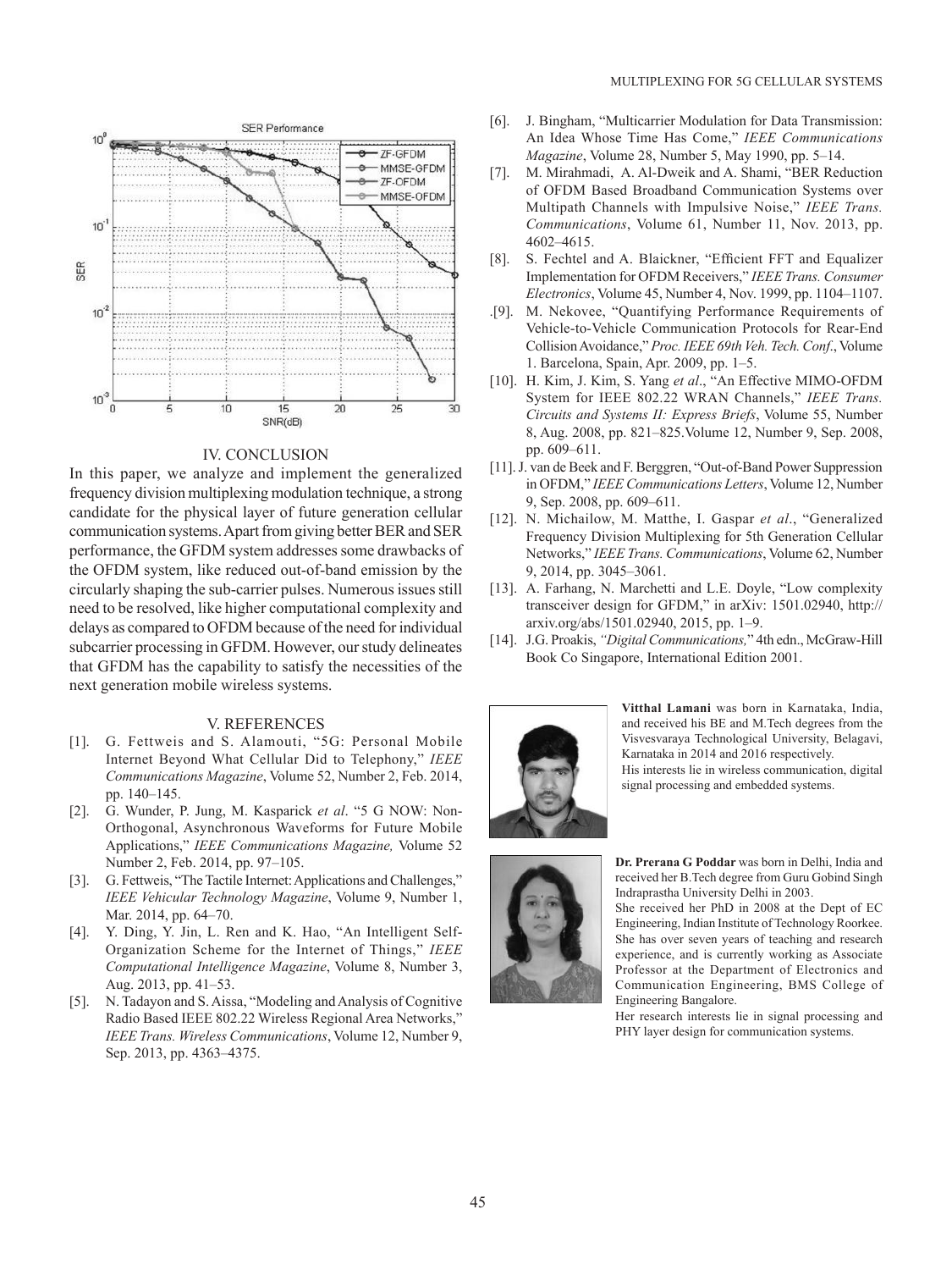SER Performance

$10^0$

$10^{-1}$

$10^{-2}$

$10^{-3}$

SER

0 5 10 15 20 25 30

SNR(dB)

ZF-GFDM

MMSE-GFDM

ZF-OFDM

MMSE-OFDM

## IV. CONCLUSION

In this paper, we analyze and implement the generalized frequency division multiplexing modulation technique, a strong candidate for the physical layer of future generation cellular communication systems. Apart from giving better BER and SER performance, the GFDM system addresses some drawbacks of the OFDM system, like reduced out-of-band emission by the circularly shaping the sub-carrier pulses. Numerous issues still need to be resolved, like higher computational complexity and delays as compared to OFDM because of the need for individual subcarrier processing in GFDM. However, our study delineates that GFDM has the capability to satisfy the necessities of the next generation mobile wireless systems.

## V. REFERENCES

[1]. G. Fettweis and S. Alamouti, "5G: Personal Mobile Internet Beyond What Cellular Did to Telephony," *IEEE Communications Magazine*, Volume 52, Number 2, Feb. 2014, pp. 140–145.

[2]. G. Wunder, P. Jung, M. Kasparick *et al*. "5 G NOW: Non-Orthogonal, Asynchronous Waveforms for Future Mobile Applications," *IEEE Communications Magazine,* Volume 52 Number 2, Feb. 2014, pp. 97–105.

[3]. G. Fettweis, "The Tactile Internet: Applications and Challenges," *IEEE Vehicular Technology Magazine*, Volume 9, Number 1, Mar. 2014, pp. 64–70.

[4]. Y. Ding, Y. Jin, L. Ren and K. Hao, "An Intelligent Self-Organization Scheme for the Internet of Things," *IEEE Computational Intelligence Magazine*, Volume 8, Number 3, Aug. 2013, pp. 41–53.

[5]. N. Tadayon and S. Aissa, "Modeling and Analysis of Cognitive Radio Based IEEE 802.22 Wireless Regional Area Networks," *IEEE Trans. Wireless Communications*, Volume 12, Number 9, Sep. 2013, pp. 4363–4375.

[6]. J. Bingham, "Multicarrier Modulation for Data Transmission: An Idea Whose Time Has Come," *IEEE Communications Magazine*, Volume 28, Number 5, May 1990, pp. 5–14.

[7]. M. Mirahmadi, A. Al-Dweik and A. Shami, "BER Reduction of OFDM Based Broadband Communication Systems over Multipath Channels with Impulsive Noise," *IEEE Trans. Communications*, Volume 61, Number 11, Nov. 2013, pp. 4602–4615.

[8]. S. Fechtel and A. Blaickner, "Efficient FFT and Equalizer Implementation for OFDM Receivers," *IEEE Trans. Consumer Electronics*, Volume 45, Number 4, Nov. 1999, pp. 1104–1107.

.[9]. M. Nekovee, "Quantifying Performance Requirements of Vehicle-to-Vehicle Communication Protocols for Rear-End Collision Avoidance," *Proc. IEEE 69th Veh. Tech. Conf*., Volume 1. Barcelona, Spain, Apr. 2009, pp. 1–5.

[10]. H. Kim, J. Kim, S. Yang *et al*., "An Effective MIMO-OFDM System for IEEE 802.22 WRAN Channels," *IEEE Trans. Circuits and Systems II: Express Briefs*, Volume 55, Number 8, Aug. 2008, pp. 821–825.Volume 12, Number 9, Sep. 2008, pp. 609–611.

[11]. J. van de Beek and F. Berggren, "Out-of-Band Power Suppression in OFDM," *IEEE Communications Letters*, Volume 12, Number 9, Sep. 2008, pp. 609–611.

[12]. N. Michailow, M. Matthe, I. Gaspar *et al*., "Generalized Frequency Division Multiplexing for 5th Generation Cellular Networks," *IEEE Trans. Communications*, Volume 62, Number 9, 2014, pp. 3045–3061.

[13]. A. Farhang, N. Marchetti and L.E. Doyle, "Low complexity transceiver design for GFDM," in arXiv: 1501.02940, http://arxiv.org/abs/1501.02940, 2015, pp. 1–9.

[14]. J.G. Proakis, *"Digital Communications,"* 4th edn., McGraw-Hill Book Co Singapore, International Edition 2001.

**Vitthal Lamani** was born in Karnataka, India, and received his BE and M.Tech degrees from the Visvesvaraya Technological University, Belagavi, Karnataka in 2014 and 2016 respectively.

His interests lie in wireless communication, digital signal processing and embedded systems.

**Dr. Prerana G Poddar** was born in Delhi, India and received her B.Tech degree from Guru Gobind Singh Indraprastha University Delhi in 2003.

She received her PhD in 2008 at the Dept of EC Engineering, Indian Institute of Technology Roorkee. She has over seven years of teaching and research experience, and is currently working as Associate Professor at the Department of Electronics and Communication Engineering, BMS College of Engineering Bangalore.

Her research interests lie in signal processing and PHY layer design for communication systems.